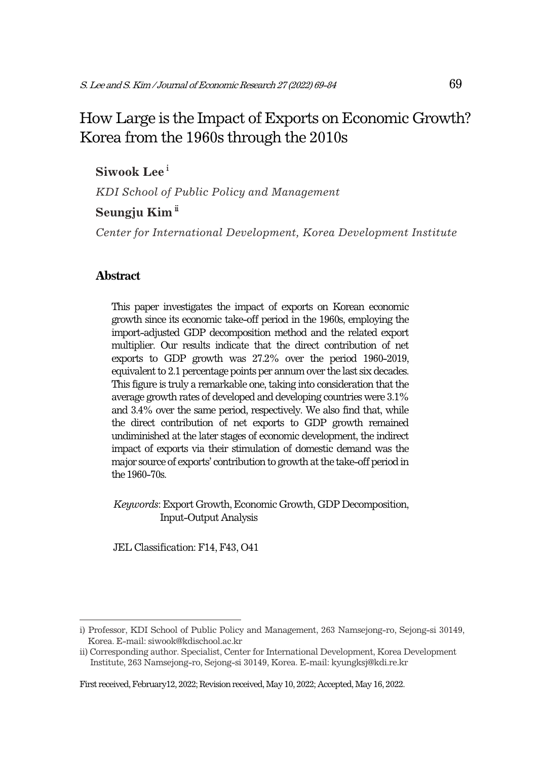# How Large is the Impact of Exports on Economic Growth? Korea from the 1960s through the 2010s

**Siwook Lee** [i]

*KDI School of Public Policy and Management*

**Seungju Kim** [ii]

*Center for International Development, Korea Development Institute*

## Abstract

This paper investigates the impact of exports on Korean economic growth since its economic take-off period in the 1960s, employing the import-adjusted GDP decomposition method and the related export multiplier. Our results indicate that the direct contribution of net exports to GDP growth was 27.2% over the period 1960-2019, equivalent to 2.1 percentage points per annum over the last six decades. This figure is truly a remarkable one, taking into consideration that the average growth rates of developed and developing countries were 3.1% and 3.4% over the same period, respectively. We also find that, while the direct contribution of net exports to GDP growth remained undiminished at the later stages of economic development, the indirect impact of exports via their stimulation of domestic demand was the major source of exports' contribution to growth at the take-off period in the 1960-70s.

*Keywords*: Export Growth, Economic Growth, GDP Decomposition, Input-Output Analysis

JEL Classification: F14, F43, O41

---

i) Professor, KDI School of Public Policy and Management, 263 Namsejong-ro, Sejong-si 30149, Korea. E-mail: siwook@kdischool.ac.kr

ii) Corresponding author. Specialist, Center for International Development, Korea Development Institute, 263 Namsejong-ro, Sejong-si 30149, Korea. E-mail: kyungksj@kdi.re.kr

First received, February12, 2022; Revision received, May 10, 2022; Accepted, May 16, 2022.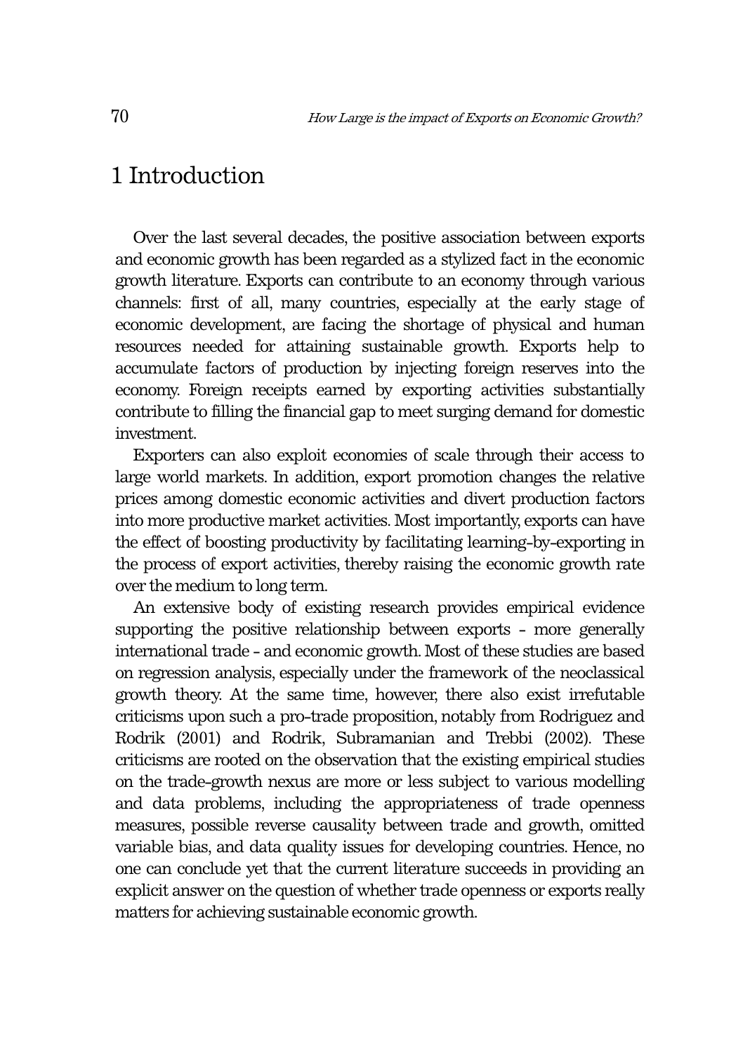# 1 Introduction

Over the last several decades, the positive association between exports and economic growth has been regarded as a stylized fact in the economic growth literature. Exports can contribute to an economy through various channels: first of all, many countries, especially at the early stage of economic development, are facing the shortage of physical and human resources needed for attaining sustainable growth. Exports help to accumulate factors of production by injecting foreign reserves into the economy. Foreign receipts earned by exporting activities substantially contribute to filling the financial gap to meet surging demand for domestic investment.

Exporters can also exploit economies of scale through their access to large world markets. In addition, export promotion changes the relative prices among domestic economic activities and divert production factors into more productive market activities. Most importantly, exports can have the effect of boosting productivity by facilitating learning-by-exporting in the process of export activities, thereby raising the economic growth rate over the medium to long term.

An extensive body of existing research provides empirical evidence supporting the positive relationship between exports - more generally international trade - and economic growth. Most of these studies are based on regression analysis, especially under the framework of the neoclassical growth theory. At the same time, however, there also exist irrefutable criticisms upon such a pro-trade proposition, notably from Rodriguez and Rodrik (2001) and Rodrik, Subramanian and Trebbi (2002). These criticisms are rooted on the observation that the existing empirical studies on the trade-growth nexus are more or less subject to various modelling and data problems, including the appropriateness of trade openness measures, possible reverse causality between trade and growth, omitted variable bias, and data quality issues for developing countries. Hence, no one can conclude yet that the current literature succeeds in providing an explicit answer on the question of whether trade openness or exports really matters for achieving sustainable economic growth.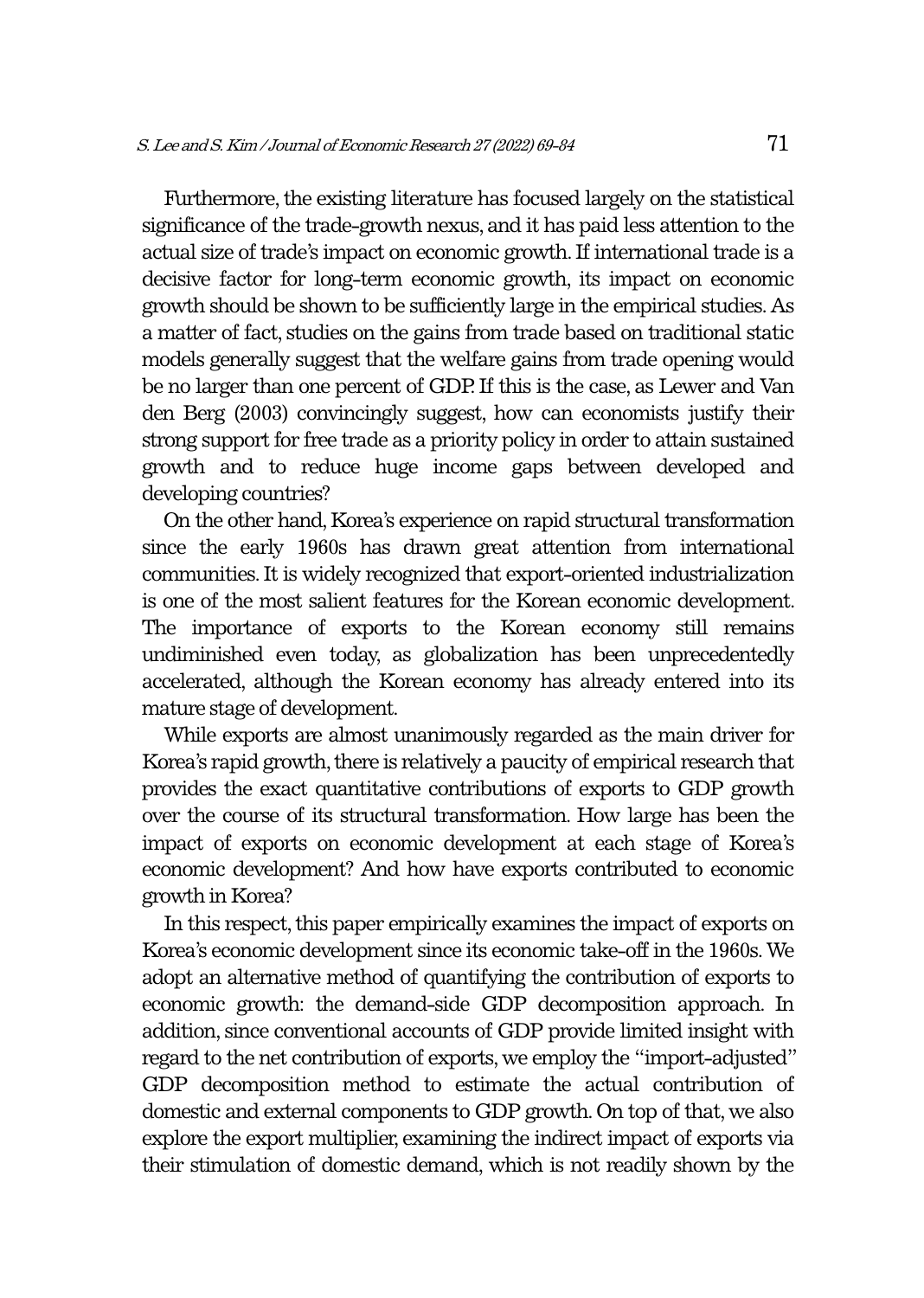Furthermore, the existing literature has focused largely on the statistical significance of the trade-growth nexus, and it has paid less attention to the actual size of trade's impact on economic growth. If international trade is a decisive factor for long-term economic growth, its impact on economic growth should be shown to be sufficiently large in the empirical studies. As a matter of fact, studies on the gains from trade based on traditional static models generally suggest that the welfare gains from trade opening would be no larger than one percent of GDP. If this is the case, as Lewer and Van den Berg (2003) convincingly suggest, how can economists justify their strong support for free trade as a priority policy in order to attain sustained growth and to reduce huge income gaps between developed and developing countries?

On the other hand, Korea's experience on rapid structural transformation since the early 1960s has drawn great attention from international communities. It is widely recognized that export-oriented industrialization is one of the most salient features for the Korean economic development. The importance of exports to the Korean economy still remains undiminished even today, as globalization has been unprecedentedly accelerated, although the Korean economy has already entered into its mature stage of development.

While exports are almost unanimously regarded as the main driver for Korea's rapid growth, there is relatively a paucity of empirical research that provides the exact quantitative contributions of exports to GDP growth over the course of its structural transformation. How large has been the impact of exports on economic development at each stage of Korea's economic development? And how have exports contributed to economic growth in Korea?

In this respect, this paper empirically examines the impact of exports on Korea's economic development since its economic take-off in the 1960s. We adopt an alternative method of quantifying the contribution of exports to economic growth: the demand-side GDP decomposition approach. In addition, since conventional accounts of GDP provide limited insight with regard to the net contribution of exports, we employ the "import-adjusted" GDP decomposition method to estimate the actual contribution of domestic and external components to GDP growth. On top of that, we also explore the export multiplier, examining the indirect impact of exports via their stimulation of domestic demand, which is not readily shown by the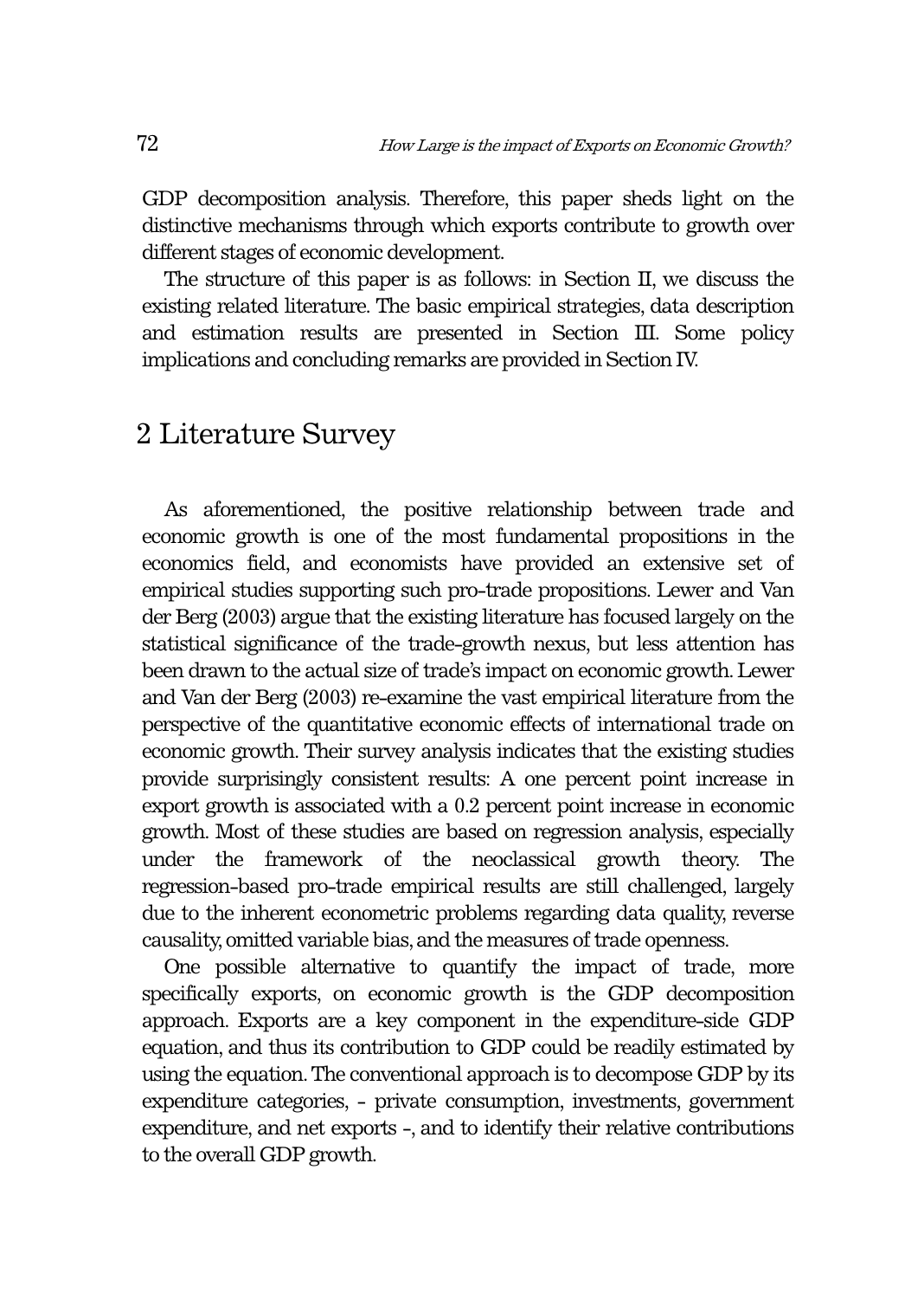GDP decomposition analysis. Therefore, this paper sheds light on the distinctive mechanisms through which exports contribute to growth over different stages of economic development.

The structure of this paper is as follows: in Section II, we discuss the existing related literature. The basic empirical strategies, data description and estimation results are presented in Section III. Some policy implications and concluding remarks are provided in Section IV.

## 2 Literature Survey

As aforementioned, the positive relationship between trade and economic growth is one of the most fundamental propositions in the economics field, and economists have provided an extensive set of empirical studies supporting such pro-trade propositions. Lewer and Van der Berg (2003) argue that the existing literature has focused largely on the statistical significance of the trade-growth nexus, but less attention has been drawn to the actual size of trade's impact on economic growth. Lewer and Van der Berg (2003) re-examine the vast empirical literature from the perspective of the quantitative economic effects of international trade on economic growth. Their survey analysis indicates that the existing studies provide surprisingly consistent results: A one percent point increase in export growth is associated with a 0.2 percent point increase in economic growth. Most of these studies are based on regression analysis, especially under the framework of the neoclassical growth theory. The regression-based pro-trade empirical results are still challenged, largely due to the inherent econometric problems regarding data quality, reverse causality, omitted variable bias, and the measures of trade openness.

One possible alternative to quantify the impact of trade, more specifically exports, on economic growth is the GDP decomposition approach. Exports are a key component in the expenditure-side GDP equation, and thus its contribution to GDP could be readily estimated by using the equation. The conventional approach is to decompose GDP by its expenditure categories, - private consumption, investments, government expenditure, and net exports -, and to identify their relative contributions to the overall GDP growth.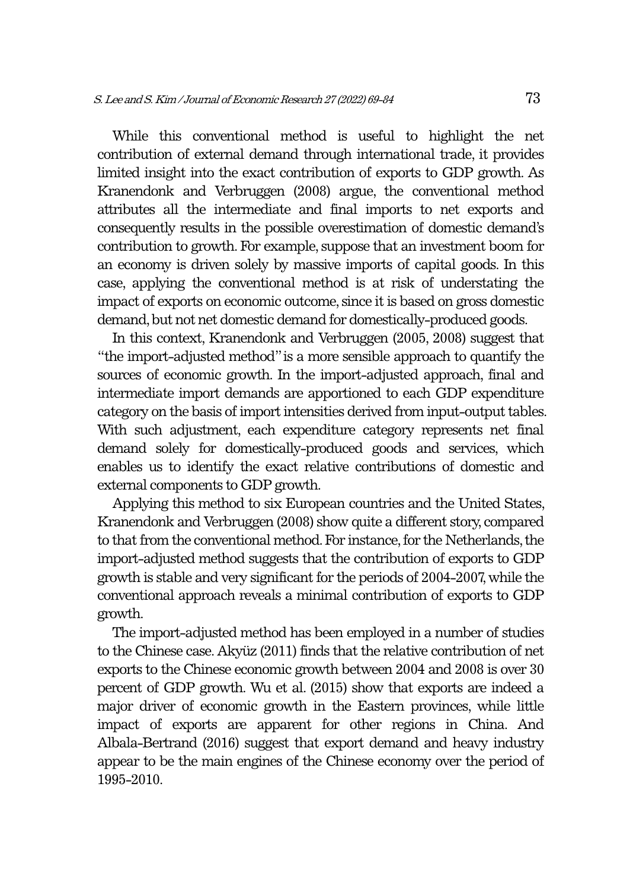While this conventional method is useful to highlight the net contribution of external demand through international trade, it provides limited insight into the exact contribution of exports to GDP growth. As Kranendonk and Verbruggen (2008) argue, the conventional method attributes all the intermediate and final imports to net exports and consequently results in the possible overestimation of domestic demand's contribution to growth. For example, suppose that an investment boom for an economy is driven solely by massive imports of capital goods. In this case, applying the conventional method is at risk of understating the impact of exports on economic outcome, since it is based on gross domestic demand, but not net domestic demand for domestically-produced goods.

In this context, Kranendonk and Verbruggen (2005, 2008) suggest that "the import-adjusted method" is a more sensible approach to quantify the sources of economic growth. In the import-adjusted approach, final and intermediate import demands are apportioned to each GDP expenditure category on the basis of import intensities derived from input-output tables. With such adjustment, each expenditure category represents net final demand solely for domestically-produced goods and services, which enables us to identify the exact relative contributions of domestic and external components to GDP growth.

Applying this method to six European countries and the United States, Kranendonk and Verbruggen (2008) show quite a different story, compared to that from the conventional method. For instance, for the Netherlands, the import-adjusted method suggests that the contribution of exports to GDP growth is stable and very significant for the periods of 2004-2007, while the conventional approach reveals a minimal contribution of exports to GDP growth.

The import-adjusted method has been employed in a number of studies to the Chinese case. Akyüz (2011) finds that the relative contribution of net exports to the Chinese economic growth between 2004 and 2008 is over 30 percent of GDP growth. Wu et al. (2015) show that exports are indeed a major driver of economic growth in the Eastern provinces, while little impact of exports are apparent for other regions in China. And Albala-Bertrand (2016) suggest that export demand and heavy industry appear to be the main engines of the Chinese economy over the period of 1995-2010.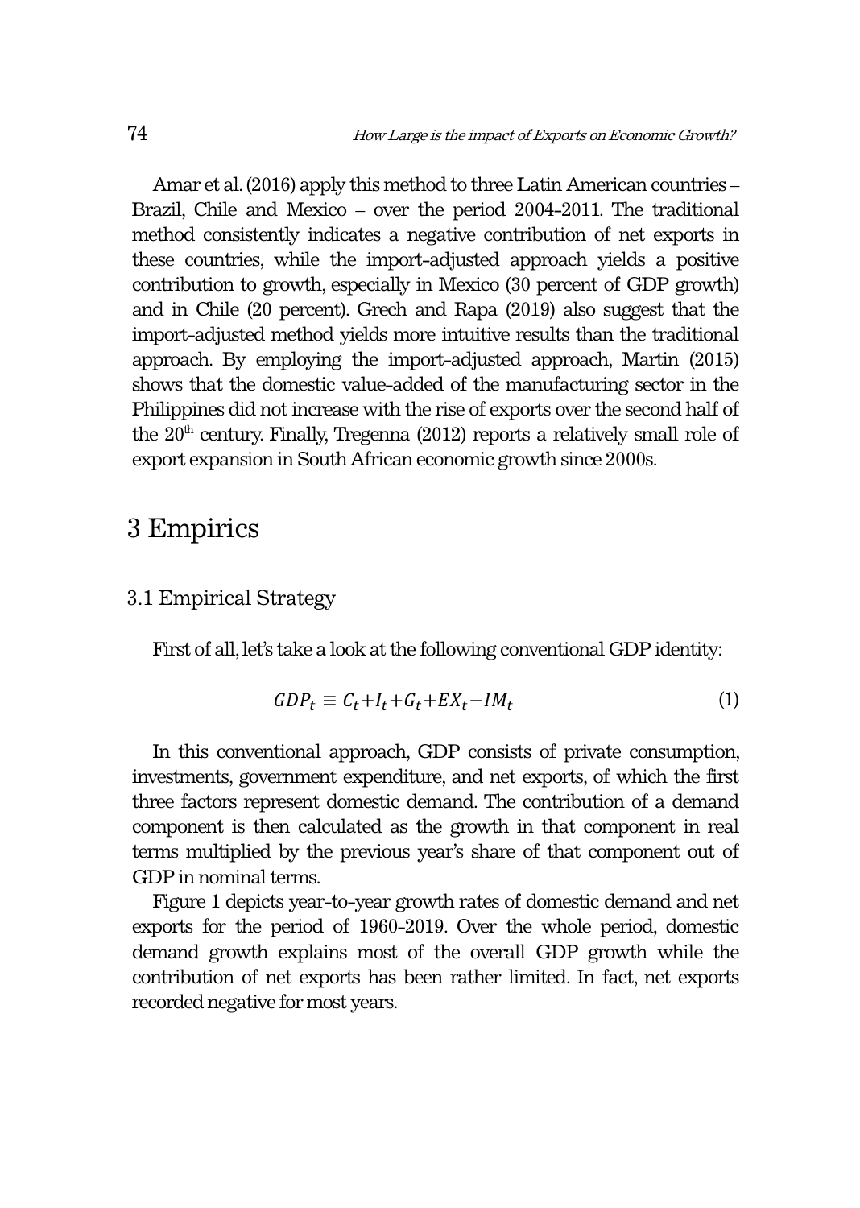Amar et al. (2016) apply this method to three Latin American countries – Brazil, Chile and Mexico – over the period 2004-2011. The traditional method consistently indicates a negative contribution of net exports in these countries, while the import-adjusted approach yields a positive contribution to growth, especially in Mexico (30 percent of GDP growth) and in Chile (20 percent). Grech and Rapa (2019) also suggest that the import-adjusted method yields more intuitive results than the traditional approach. By employing the import-adjusted approach, Martin (2015) shows that the domestic value-added of the manufacturing sector in the Philippines did not increase with the rise of exports over the second half of the 20th century. Finally, Tregenna (2012) reports a relatively small role of export expansion in South African economic growth since 2000s.

# 3 Empirics

## 3.1 Empirical Strategy

First of all, let's take a look at the following conventional GDP identity:

$$GDP_t \equiv C_t + I_t + G_t + EX_t - IM_t \tag{1}$$

In this conventional approach, GDP consists of private consumption, investments, government expenditure, and net exports, of which the first three factors represent domestic demand. The contribution of a demand component is then calculated as the growth in that component in real terms multiplied by the previous year's share of that component out of GDP in nominal terms.

Figure 1 depicts year-to-year growth rates of domestic demand and net exports for the period of 1960-2019. Over the whole period, domestic demand growth explains most of the overall GDP growth while the contribution of net exports has been rather limited. In fact, net exports recorded negative for most years.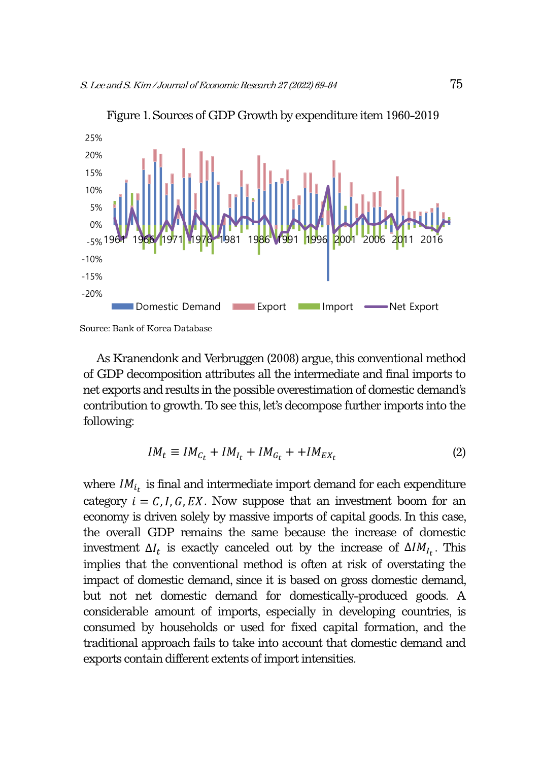Figure 1. Sources of GDP Growth by expenditure item 1960-2019

Source: Bank of Korea Database

As Kranendonk and Verbruggen (2008) argue, this conventional method of GDP decomposition attributes all the intermediate and final imports to net exports and results in the possible overestimation of domestic demand's contribution to growth. To see this, let's decompose further imports into the following:

$$IM_t \equiv IM_{C_t} + IM_{I_t} + IM_{G_t} + +IM_{EX_t} \tag{2}$$

where $IM_{i_t}$ is final and intermediate import demand for each expenditure category $i = C, I, G, EX$. Now suppose that an investment boom for an economy is driven solely by massive imports of capital goods. In this case, the overall GDP remains the same because the increase of domestic investment $\Delta I_t$ is exactly canceled out by the increase of $\Delta IM_{I_t}$. This implies that the conventional method is often at risk of overstating the impact of domestic demand, since it is based on gross domestic demand, but not net domestic demand for domestically-produced goods. A considerable amount of imports, especially in developing countries, is consumed by households or used for fixed capital formation, and the traditional approach fails to take into account that domestic demand and exports contain different extents of import intensities.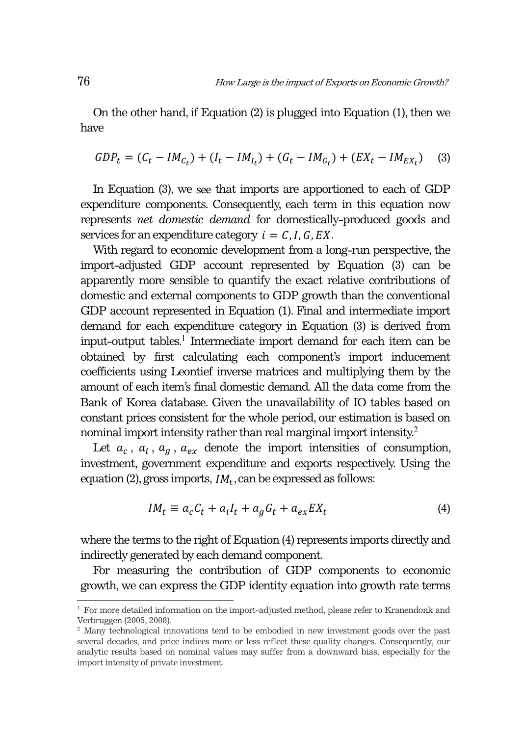On the other hand, if Equation (2) is plugged into Equation (1), then we have

$$GDP_t = (C_t - IM_{C_t}) + (I_t - IM_{I_t}) + (G_t - IM_{G_t}) + (EX_t - IM_{EX_t}) \quad (3)$$

In Equation (3), we see that imports are apportioned to each of GDP expenditure components. Consequently, each term in this equation now represents *net domestic demand* for domestically-produced goods and services for an expenditure category $i = C, I, G, EX$.

With regard to economic development from a long-run perspective, the import-adjusted GDP account represented by Equation (3) can be apparently more sensible to quantify the exact relative contributions of domestic and external components to GDP growth than the conventional GDP account represented in Equation (1). Final and intermediate import demand for each expenditure category in Equation (3) is derived from input-output tables.[1] Intermediate import demand for each item can be obtained by first calculating each component's import inducement coefficients using Leontief inverse matrices and multiplying them by the amount of each item's final domestic demand. All the data come from the Bank of Korea database. Given the unavailability of IO tables based on constant prices consistent for the whole period, our estimation is based on nominal import intensity rather than real marginal import intensity.[2]

Let $a_c$, $a_i$, $a_g$, $a_{ex}$ denote the import intensities of consumption, investment, government expenditure and exports respectively. Using the equation (2), gross imports, $IM_t$, can be expressed as follows:

$$IM_t \equiv a_c C_t + a_i I_t + a_g G_t + a_{ex} EX_t \quad (4)$$

where the terms to the right of Equation (4) represents imports directly and indirectly generated by each demand component.

For measuring the contribution of GDP components to economic growth, we can express the GDP identity equation into growth rate terms

[1] For more detailed information on the import-adjusted method, please refer to Kranendonk and Verbruggen (2005, 2008).

[2] Many technological innovations tend to be embodied in new investment goods over the past several decades, and price indices more or less reflect these quality changes. Consequently, our analytic results based on nominal values may suffer from a downward bias, especially for the import intensity of private investment.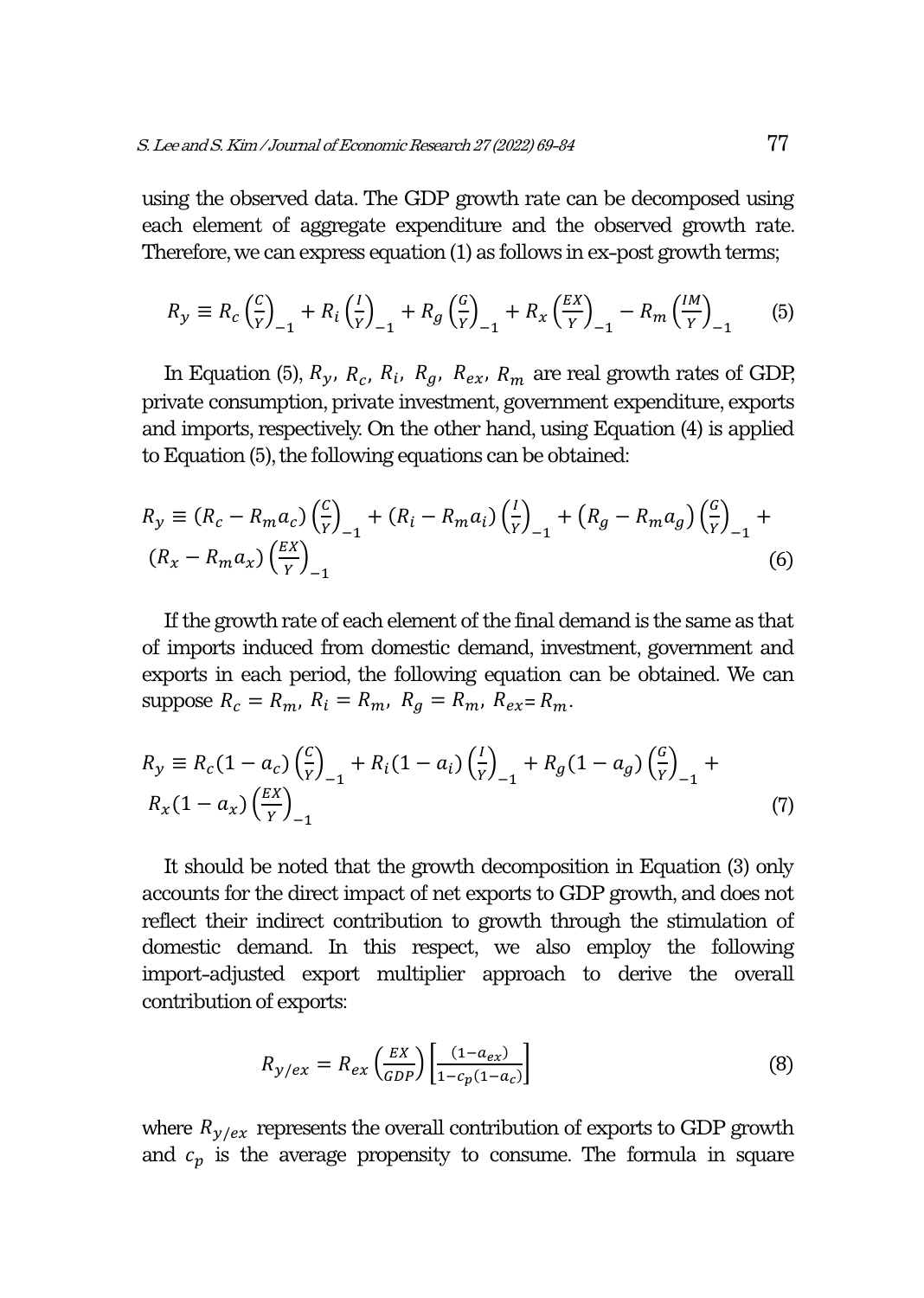using the observed data. The GDP growth rate can be decomposed using each element of aggregate expenditure and the observed growth rate. Therefore, we can express equation (1) as follows in ex-post growth terms;

$$R_y \equiv R_c \left(\frac{C}{Y}\right)_{-1} + R_i \left(\frac{I}{Y}\right)_{-1} + R_g \left(\frac{G}{Y}\right)_{-1} + R_x \left(\frac{EX}{Y}\right)_{-1} - R_m \left(\frac{IM}{Y}\right)_{-1} \tag{5}$$

In Equation (5), $R_y$, $R_c$, $R_i$, $R_g$, $R_{ex}$, $R_m$ are real growth rates of GDP, private consumption, private investment, government expenditure, exports and imports, respectively. On the other hand, using Equation (4) is applied to Equation (5), the following equations can be obtained:

$$R_y \equiv (R_c - R_m a_c)\left(\frac{C}{Y}\right)_{-1} + (R_i - R_m a_i)\left(\frac{I}{Y}\right)_{-1} + (R_g - R_m a_g)\left(\frac{G}{Y}\right)_{-1} + (R_x - R_m a_x)\left(\frac{EX}{Y}\right)_{-1} \tag{6}$$

If the growth rate of each element of the final demand is the same as that of imports induced from domestic demand, investment, government and exports in each period, the following equation can be obtained. We can suppose $R_c = R_m$, $R_i = R_m$, $R_g = R_m$, $R_{ex} = R_m$.

$$R_y \equiv R_c(1 - a_c)\left(\frac{C}{Y}\right)_{-1} + R_i(1 - a_i)\left(\frac{I}{Y}\right)_{-1} + R_g(1 - a_g)\left(\frac{G}{Y}\right)_{-1} + R_x(1 - a_x)\left(\frac{EX}{Y}\right)_{-1} \tag{7}$$

It should be noted that the growth decomposition in Equation (3) only accounts for the direct impact of net exports to GDP growth, and does not reflect their indirect contribution to growth through the stimulation of domestic demand. In this respect, we also employ the following import-adjusted export multiplier approach to derive the overall contribution of exports:

$$R_{y/ex} = R_{ex}\left(\frac{EX}{GDP}\right)\left[\frac{(1-a_{ex})}{1-c_p(1-a_c)}\right] \tag{8}$$

where $R_{y/ex}$ represents the overall contribution of exports to GDP growth and $c_p$ is the average propensity to consume. The formula in square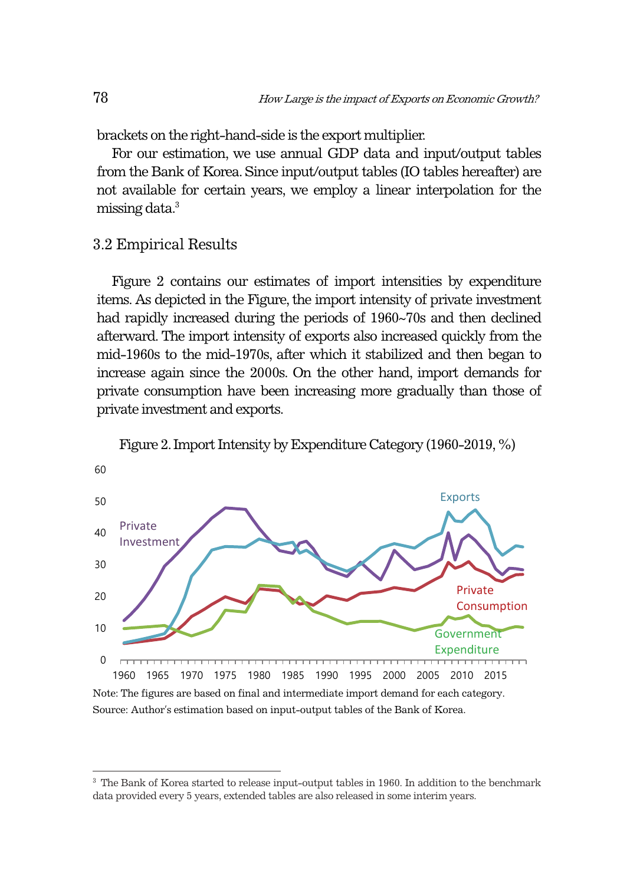brackets on the right-hand-side is the export multiplier.

For our estimation, we use annual GDP data and input/output tables from the Bank of Korea. Since input/output tables (IO tables hereafter) are not available for certain years, we employ a linear interpolation for the missing data.[3]

## 3.2 Empirical Results

Figure 2 contains our estimates of import intensities by expenditure items. As depicted in the Figure, the import intensity of private investment had rapidly increased during the periods of 1960~70s and then declined afterward. The import intensity of exports also increased quickly from the mid-1960s to the mid-1970s, after which it stabilized and then began to increase again since the 2000s. On the other hand, import demands for private consumption have been increasing more gradually than those of private investment and exports.

Figure 2. Import Intensity by Expenditure Category (1960-2019, %)

Note: The figures are based on final and intermediate import demand for each category.
Source: Author's estimation based on input-output tables of the Bank of Korea.

---

[3] The Bank of Korea started to release input-output tables in 1960. In addition to the benchmark data provided every 5 years, extended tables are also released in some interim years.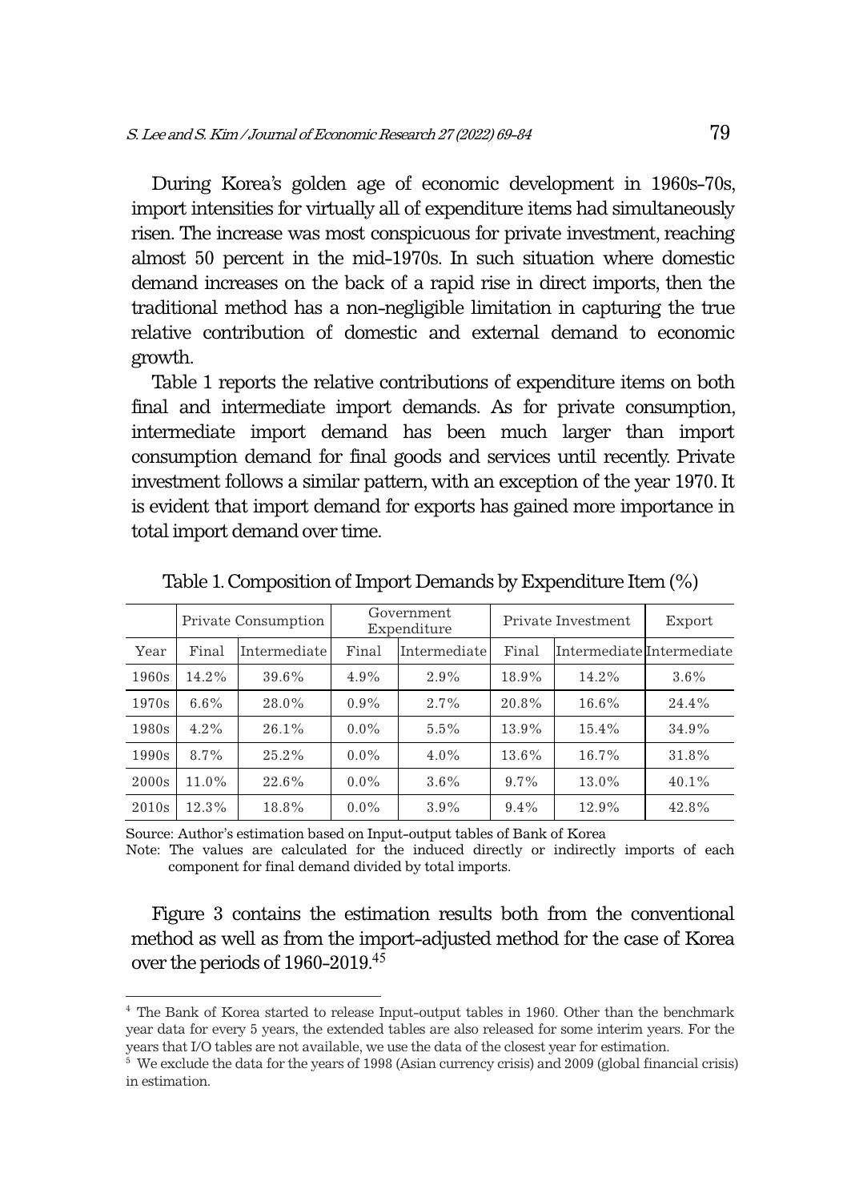During Korea's golden age of economic development in 1960s-70s, import intensities for virtually all of expenditure items had simultaneously risen. The increase was most conspicuous for private investment, reaching almost 50 percent in the mid-1970s. In such situation where domestic demand increases on the back of a rapid rise in direct imports, then the traditional method has a non-negligible limitation in capturing the true relative contribution of domestic and external demand to economic growth.

Table 1 reports the relative contributions of expenditure items on both final and intermediate import demands. As for private consumption, intermediate import demand has been much larger than import consumption demand for final goods and services until recently. Private investment follows a similar pattern, with an exception of the year 1970. It is evident that import demand for exports has gained more importance in total import demand over time.

Table 1. Composition of Import Demands by Expenditure Item (%)

| | Private Consumption | | Government Expenditure | | Private Investment | | Export |
|---|---|---|---|---|---|---|---|
| Year | Final | Intermediate | Final | Intermediate | Final | Intermediate | Intermediate |
| 1960s | 14.2% | 39.6% | 4.9% | 2.9% | 18.9% | 14.2% | 3.6% |
| 1970s | 6.6% | 28.0% | 0.9% | 2.7% | 20.8% | 16.6% | 24.4% |
| 1980s | 4.2% | 26.1% | 0.0% | 5.5% | 13.9% | 15.4% | 34.9% |
| 1990s | 8.7% | 25.2% | 0.0% | 4.0% | 13.6% | 16.7% | 31.8% |
| 2000s | 11.0% | 22.6% | 0.0% | 3.6% | 9.7% | 13.0% | 40.1% |
| 2010s | 12.3% | 18.8% | 0.0% | 3.9% | 9.4% | 12.9% | 42.8% |

Source: Author's estimation based on Input-output tables of Bank of Korea

Note: The values are calculated for the induced directly or indirectly imports of each component for final demand divided by total imports.

Figure 3 contains the estimation results both from the conventional method as well as from the import-adjusted method for the case of Korea over the periods of 1960-2019.[4,5]

[4] The Bank of Korea started to release Input-output tables in 1960. Other than the benchmark year data for every 5 years, the extended tables are also released for some interim years. For the years that I/O tables are not available, we use the data of the closest year for estimation.

[5] We exclude the data for the years of 1998 (Asian currency crisis) and 2009 (global financial crisis) in estimation.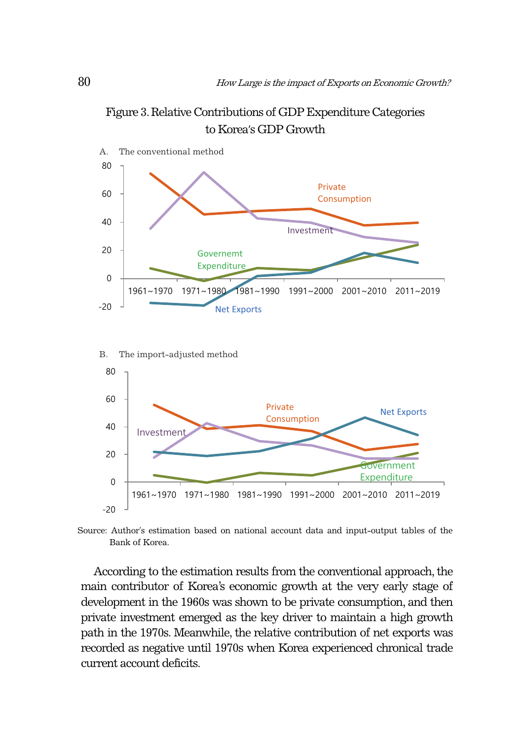Figure 3. Relative Contributions of GDP Expenditure Categories to Korea's GDP Growth

A. The conventional method

B. The import-adjusted method

Source: Author's estimation based on national account data and input-output tables of the Bank of Korea.

According to the estimation results from the conventional approach, the main contributor of Korea's economic growth at the very early stage of development in the 1960s was shown to be private consumption, and then private investment emerged as the key driver to maintain a high growth path in the 1970s. Meanwhile, the relative contribution of net exports was recorded as negative until 1970s when Korea experienced chronical trade current account deficits.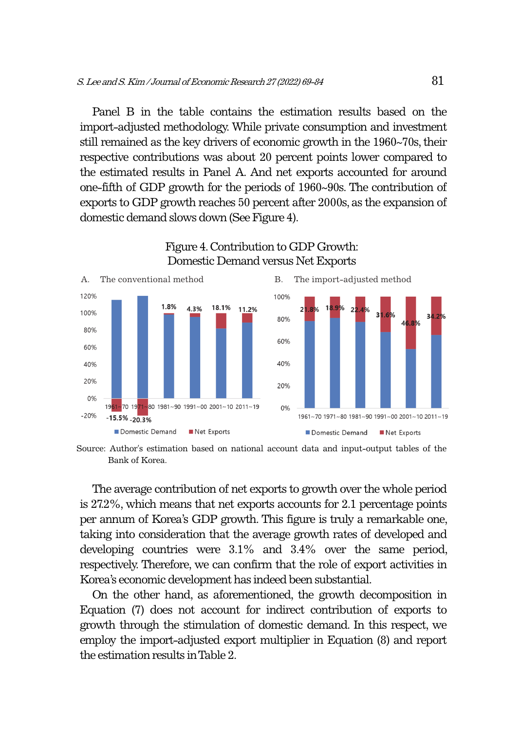Panel B in the table contains the estimation results based on the import-adjusted methodology. While private consumption and investment still remained as the key drivers of economic growth in the 1960~70s, their respective contributions was about 20 percent points lower compared to the estimated results in Panel A. And net exports accounted for around one-fifth of GDP growth for the periods of 1960~90s. The contribution of exports to GDP growth reaches 50 percent after 2000s, as the expansion of domestic demand slows down (See Figure 4).

Figure 4. Contribution to GDP Growth: Domestic Demand versus Net Exports

A. The conventional method

B. The import-adjusted method

Source: Author's estimation based on national account data and input-output tables of the Bank of Korea.

The average contribution of net exports to growth over the whole period is 27.2%, which means that net exports accounts for 2.1 percentage points per annum of Korea's GDP growth. This figure is truly a remarkable one, taking into consideration that the average growth rates of developed and developing countries were 3.1% and 3.4% over the same period, respectively. Therefore, we can confirm that the role of export activities in Korea's economic development has indeed been substantial.

On the other hand, as aforementioned, the growth decomposition in Equation (7) does not account for indirect contribution of exports to growth through the stimulation of domestic demand. In this respect, we employ the import-adjusted export multiplier in Equation (8) and report the estimation results in Table 2.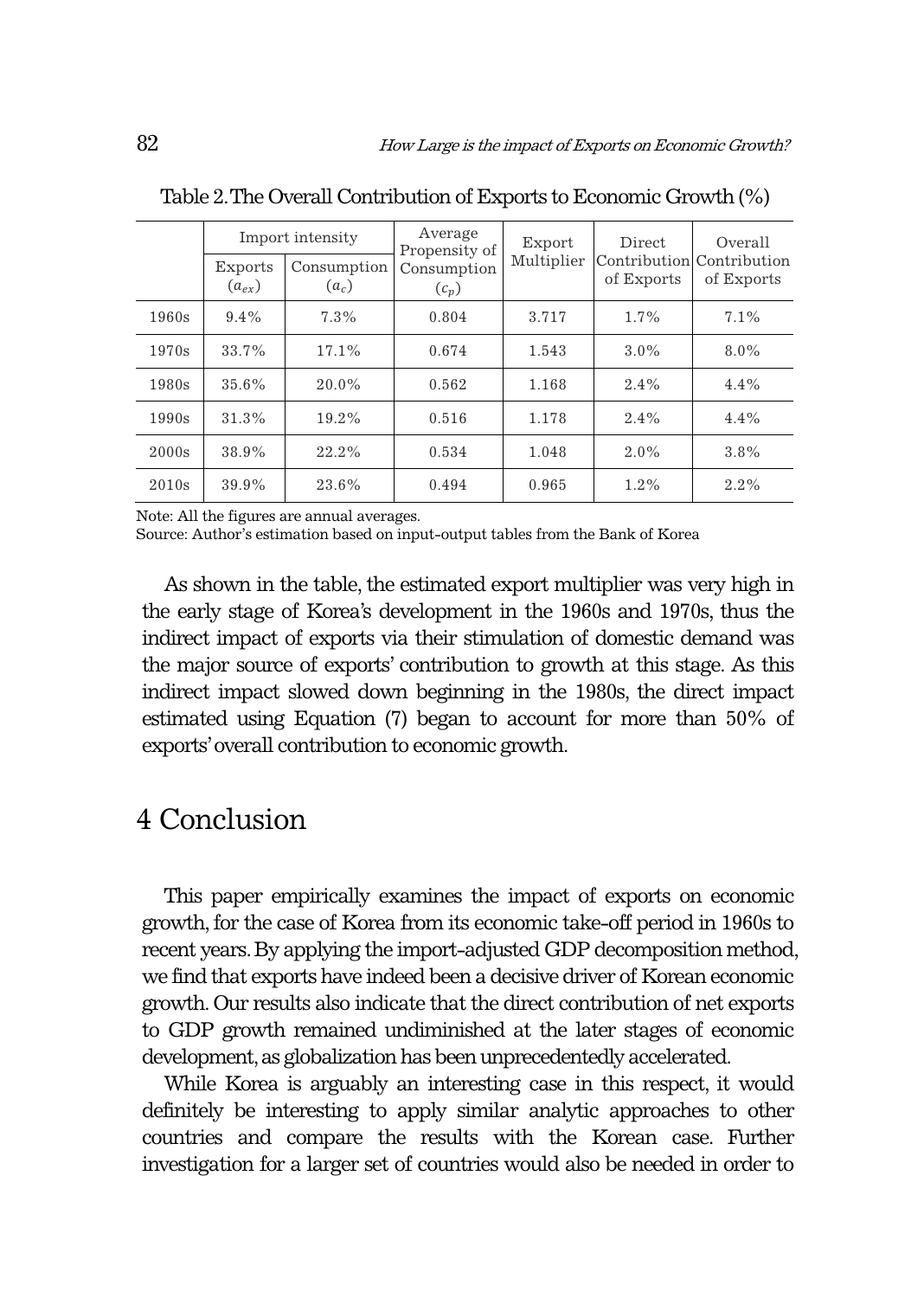Table 2. The Overall Contribution of Exports to Economic Growth (%)

| | Import intensity | | Average Propensity of Consumption | Export Multiplier | Direct Contribution of Exports | Overall Contribution of Exports |
|---|---|---|---|---|---|---|
| | Exports ($a_{ex}$) | Consumption ($a_c$) | ($c_p$) | | | |
| 1960s | 9.4% | 7.3% | 0.804 | 3.717 | 1.7% | 7.1% |
| 1970s | 33.7% | 17.1% | 0.674 | 1.543 | 3.0% | 8.0% |
| 1980s | 35.6% | 20.0% | 0.562 | 1.168 | 2.4% | 4.4% |
| 1990s | 31.3% | 19.2% | 0.516 | 1.178 | 2.4% | 4.4% |
| 2000s | 38.9% | 22.2% | 0.534 | 1.048 | 2.0% | 3.8% |
| 2010s | 39.9% | 23.6% | 0.494 | 0.965 | 1.2% | 2.2% |

Note: All the figures are annual averages.
Source: Author's estimation based on input-output tables from the Bank of Korea

As shown in the table, the estimated export multiplier was very high in the early stage of Korea's development in the 1960s and 1970s, thus the indirect impact of exports via their stimulation of domestic demand was the major source of exports' contribution to growth at this stage. As this indirect impact slowed down beginning in the 1980s, the direct impact estimated using Equation (7) began to account for more than 50% of exports' overall contribution to economic growth.

# 4 Conclusion

This paper empirically examines the impact of exports on economic growth, for the case of Korea from its economic take-off period in 1960s to recent years. By applying the import-adjusted GDP decomposition method, we find that exports have indeed been a decisive driver of Korean economic growth. Our results also indicate that the direct contribution of net exports to GDP growth remained undiminished at the later stages of economic development, as globalization has been unprecedentedly accelerated.

While Korea is arguably an interesting case in this respect, it would definitely be interesting to apply similar analytic approaches to other countries and compare the results with the Korean case. Further investigation for a larger set of countries would also be needed in order to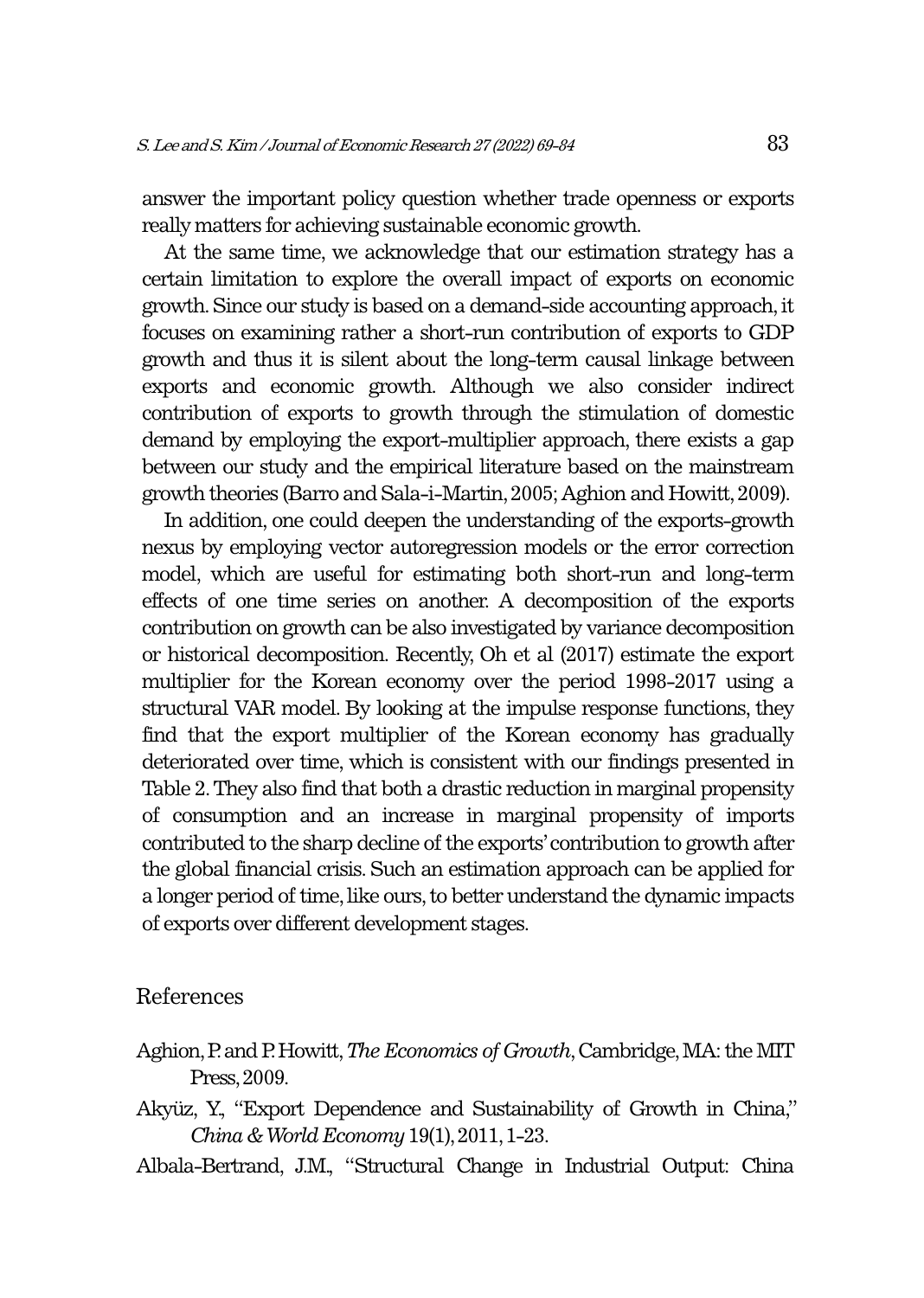answer the important policy question whether trade openness or exports really matters for achieving sustainable economic growth.

At the same time, we acknowledge that our estimation strategy has a certain limitation to explore the overall impact of exports on economic growth. Since our study is based on a demand-side accounting approach, it focuses on examining rather a short-run contribution of exports to GDP growth and thus it is silent about the long-term causal linkage between exports and economic growth. Although we also consider indirect contribution of exports to growth through the stimulation of domestic demand by employing the export-multiplier approach, there exists a gap between our study and the empirical literature based on the mainstream growth theories (Barro and Sala-i-Martin, 2005; Aghion and Howitt, 2009).

In addition, one could deepen the understanding of the exports-growth nexus by employing vector autoregression models or the error correction model, which are useful for estimating both short-run and long-term effects of one time series on another. A decomposition of the exports contribution on growth can be also investigated by variance decomposition or historical decomposition. Recently, Oh et al (2017) estimate the export multiplier for the Korean economy over the period 1998-2017 using a structural VAR model. By looking at the impulse response functions, they find that the export multiplier of the Korean economy has gradually deteriorated over time, which is consistent with our findings presented in Table 2. They also find that both a drastic reduction in marginal propensity of consumption and an increase in marginal propensity of imports contributed to the sharp decline of the exports' contribution to growth after the global financial crisis. Such an estimation approach can be applied for a longer period of time, like ours, to better understand the dynamic impacts of exports over different development stages.

## References

Aghion, P. and P. Howitt, *The Economics of Growth*, Cambridge, MA: the MIT Press, 2009.

Akyüz, Y., "Export Dependence and Sustainability of Growth in China," *China & World Economy* 19(1), 2011, 1-23.

Albala-Bertrand, J.M., "Structural Change in Industrial Output: China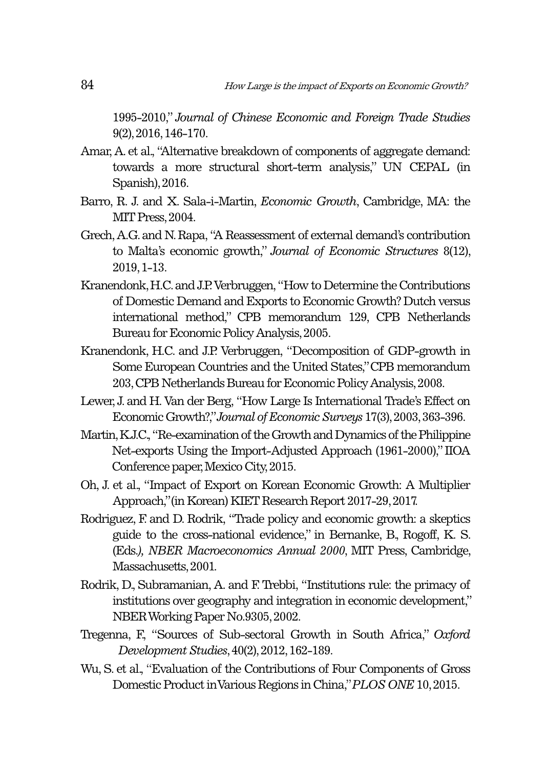1995-2010," *Journal of Chinese Economic and Foreign Trade Studies* 9(2), 2016, 146-170.

Amar, A. et al., "Alternative breakdown of components of aggregate demand: towards a more structural short-term analysis," UN CEPAL (in Spanish), 2016.

Barro, R. J. and X. Sala-i-Martin, *Economic Growth*, Cambridge, MA: the MIT Press, 2004.

Grech, A.G. and N. Rapa, "A Reassessment of external demand's contribution to Malta's economic growth," *Journal of Economic Structures* 8(12), 2019, 1-13.

Kranendonk, H.C. and J.P. Verbruggen, "How to Determine the Contributions of Domestic Demand and Exports to Economic Growth? Dutch versus international method," CPB memorandum 129, CPB Netherlands Bureau for Economic Policy Analysis, 2005.

Kranendonk, H.C. and J.P. Verbruggen, "Decomposition of GDP-growth in Some European Countries and the United States," CPB memorandum 203, CPB Netherlands Bureau for Economic Policy Analysis, 2008.

Lewer, J. and H. Van der Berg, "How Large Is International Trade's Effect on Economic Growth?," *Journal of Economic Surveys* 17(3), 2003, 363-396.

Martin, K.J.C., "Re-examination of the Growth and Dynamics of the Philippine Net-exports Using the Import-Adjusted Approach (1961-2000)," IIOA Conference paper, Mexico City, 2015.

Oh, J. et al., "Impact of Export on Korean Economic Growth: A Multiplier Approach," (in Korean) KIET Research Report 2017-29, 2017.

Rodriguez, F. and D. Rodrik, "Trade policy and economic growth: a skeptics guide to the cross-national evidence," in Bernanke, B., Rogoff, K. S. (Eds.*), NBER Macroeconomics Annual 2000*, MIT Press, Cambridge, Massachusetts, 2001.

Rodrik, D., Subramanian, A. and F. Trebbi, "Institutions rule: the primacy of institutions over geography and integration in economic development," NBER Working Paper No.9305, 2002.

Tregenna, F., "Sources of Sub-sectoral Growth in South Africa," *Oxford Development Studies*, 40(2), 2012, 162-189.

Wu, S. et al., "Evaluation of the Contributions of Four Components of Gross Domestic Product in Various Regions in China," *PLOS ONE* 10, 2015.